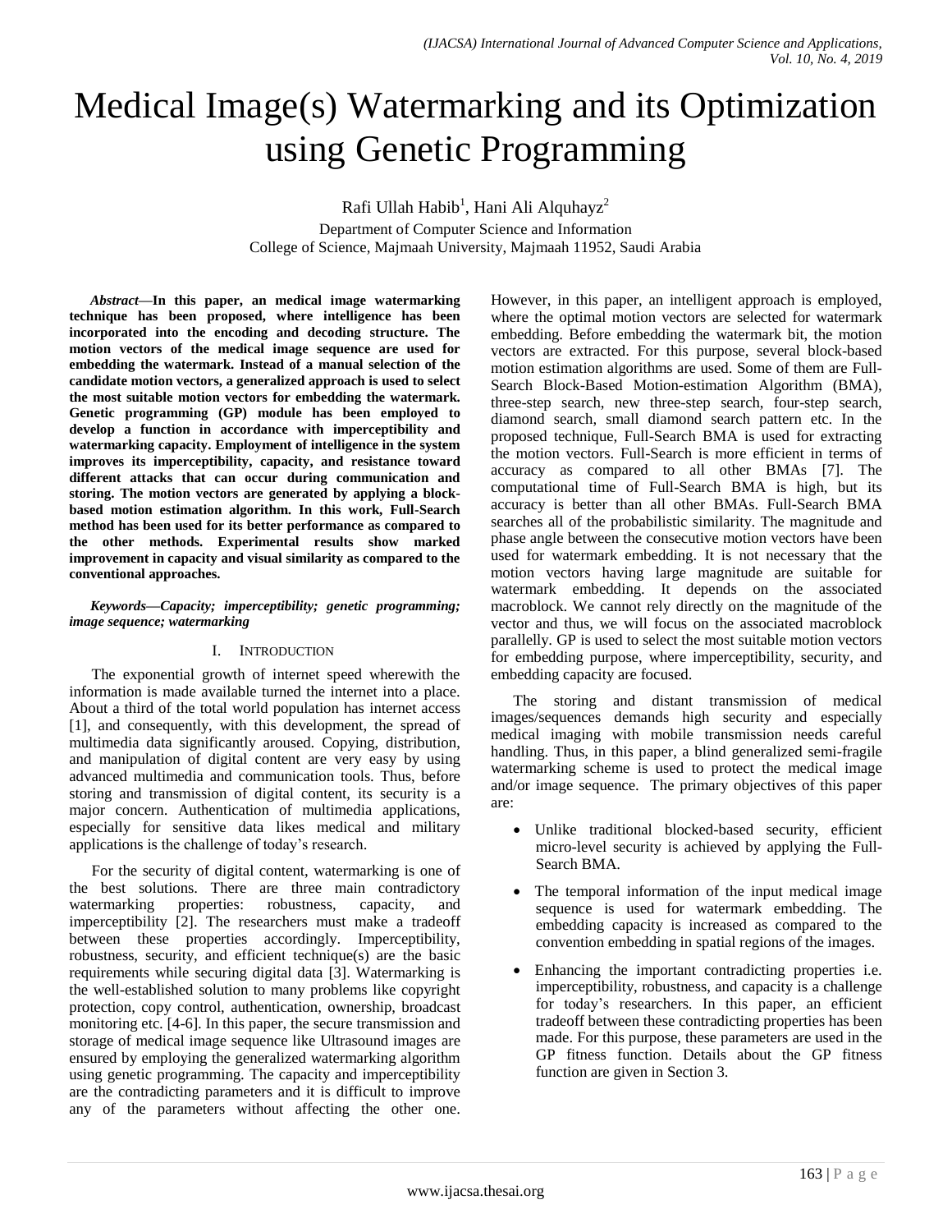# Medical Image(s) Watermarking and its Optimization using Genetic Programming

Rafi Ullah Habib[1], Hani Ali Alquhayz[2]

Department of Computer Science and Information
College of Science, Majmaah University, Majmaah 11952, Saudi Arabia

***Abstract*—In this paper, an medical image watermarking technique has been proposed, where intelligence has been incorporated into the encoding and decoding structure. The motion vectors of the medical image sequence are used for embedding the watermark. Instead of a manual selection of the candidate motion vectors, a generalized approach is used to select the most suitable motion vectors for embedding the watermark. Genetic programming (GP) module has been employed to develop a function in accordance with imperceptibility and watermarking capacity. Employment of intelligence in the system improves its imperceptibility, capacity, and resistance toward different attacks that can occur during communication and storing. The motion vectors are generated by applying a block-based motion estimation algorithm. In this work, Full-Search method has been used for its better performance as compared to the other methods. Experimental results show marked improvement in capacity and visual similarity as compared to the conventional approaches.**

***Keywords*—*Capacity; imperceptibility; genetic programming; image sequence; watermarking***

## I. Introduction

The exponential growth of internet speed wherewith the information is made available turned the internet into a place. About a third of the total world population has internet access [1], and consequently, with this development, the spread of multimedia data significantly aroused. Copying, distribution, and manipulation of digital content are very easy by using advanced multimedia and communication tools. Thus, before storing and transmission of digital content, its security is a major concern. Authentication of multimedia applications, especially for sensitive data likes medical and military applications is the challenge of today's research.

For the security of digital content, watermarking is one of the best solutions. There are three main contradictory watermarking properties: robustness, capacity, and imperceptibility [2]. The researchers must make a tradeoff between these properties accordingly. Imperceptibility, robustness, security, and efficient technique(s) are the basic requirements while securing digital data [3]. Watermarking is the well-established solution to many problems like copyright protection, copy control, authentication, ownership, broadcast monitoring etc. [4-6]. In this paper, the secure transmission and storage of medical image sequence like Ultrasound images are ensured by employing the generalized watermarking algorithm using genetic programming. The capacity and imperceptibility are the contradicting parameters and it is difficult to improve any of the parameters without affecting the other one. However, in this paper, an intelligent approach is employed, where the optimal motion vectors are selected for watermark embedding. Before embedding the watermark bit, the motion vectors are extracted. For this purpose, several block-based motion estimation algorithms are used. Some of them are Full-Search Block-Based Motion-estimation Algorithm (BMA), three-step search, new three-step search, four-step search, diamond search, small diamond search pattern etc. In the proposed technique, Full-Search BMA is used for extracting the motion vectors. Full-Search is more efficient in terms of accuracy as compared to all other BMAs [7]. The computational time of Full-Search BMA is high, but its accuracy is better than all other BMAs. Full-Search BMA searches all of the probabilistic similarity. The magnitude and phase angle between the consecutive motion vectors have been used for watermark embedding. It is not necessary that the motion vectors having large magnitude are suitable for watermark embedding. It depends on the associated macroblock. We cannot rely directly on the magnitude of the vector and thus, we will focus on the associated macroblock parallelly. GP is used to select the most suitable motion vectors for embedding purpose, where imperceptibility, security, and embedding capacity are focused.

The storing and distant transmission of medical images/sequences demands high security and especially medical imaging with mobile transmission needs careful handling. Thus, in this paper, a blind generalized semi-fragile watermarking scheme is used to protect the medical image and/or image sequence. The primary objectives of this paper are:

- Unlike traditional blocked-based security, efficient micro-level security is achieved by applying the Full-Search BMA.
- The temporal information of the input medical image sequence is used for watermark embedding. The embedding capacity is increased as compared to the convention embedding in spatial regions of the images.
- Enhancing the important contradicting properties i.e. imperceptibility, robustness, and capacity is a challenge for today's researchers. In this paper, an efficient tradeoff between these contradicting properties has been made. For this purpose, these parameters are used in the GP fitness function. Details about the GP fitness function are given in Section 3.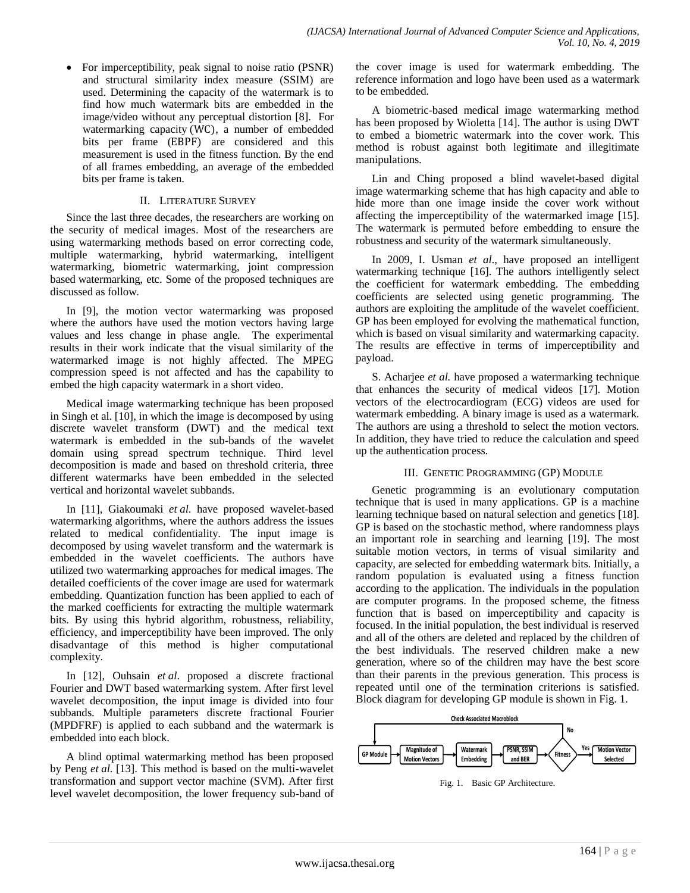- For imperceptibility, peak signal to noise ratio (PSNR) and structural similarity index measure (SSIM) are used. Determining the capacity of the watermark is to find how much watermark bits are embedded in the image/video without any perceptual distortion [8]. For watermarking capacity (WC), a number of embedded bits per frame (EBPF) are considered and this measurement is used in the fitness function. By the end of all frames embedding, an average of the embedded bits per frame is taken.

## II. Literature Survey

Since the last three decades, the researchers are working on the security of medical images. Most of the researchers are using watermarking methods based on error correcting code, multiple watermarking, hybrid watermarking, intelligent watermarking, biometric watermarking, joint compression based watermarking, etc. Some of the proposed techniques are discussed as follow.

In [9], the motion vector watermarking was proposed where the authors have used the motion vectors having large values and less change in phase angle. The experimental results in their work indicate that the visual similarity of the watermarked image is not highly affected. The MPEG compression speed is not affected and has the capability to embed the high capacity watermark in a short video.

Medical image watermarking technique has been proposed in Singh et al. [10], in which the image is decomposed by using discrete wavelet transform (DWT) and the medical text watermark is embedded in the sub-bands of the wavelet domain using spread spectrum technique. Third level decomposition is made and based on threshold criteria, three different watermarks have been embedded in the selected vertical and horizontal wavelet subbands.

In [11], Giakoumaki *et al.* have proposed wavelet-based watermarking algorithms, where the authors address the issues related to medical confidentiality. The input image is decomposed by using wavelet transform and the watermark is embedded in the wavelet coefficients. The authors have utilized two watermarking approaches for medical images. The detailed coefficients of the cover image are used for watermark embedding. Quantization function has been applied to each of the marked coefficients for extracting the multiple watermark bits. By using this hybrid algorithm, robustness, reliability, efficiency, and imperceptibility have been improved. The only disadvantage of this method is higher computational complexity.

In [12], Ouhsain *et al*. proposed a discrete fractional Fourier and DWT based watermarking system. After first level wavelet decomposition, the input image is divided into four subbands. Multiple parameters discrete fractional Fourier (MPDFRF) is applied to each subband and the watermark is embedded into each block.

A blind optimal watermarking method has been proposed by Peng *et al.* [13]. This method is based on the multi-wavelet transformation and support vector machine (SVM). After first level wavelet decomposition, the lower frequency sub-band of the cover image is used for watermark embedding. The reference information and logo have been used as a watermark to be embedded.

A biometric-based medical image watermarking method has been proposed by Wioletta [14]. The author is using DWT to embed a biometric watermark into the cover work. This method is robust against both legitimate and illegitimate manipulations.

Lin and Ching proposed a blind wavelet-based digital image watermarking scheme that has high capacity and able to hide more than one image inside the cover work without affecting the imperceptibility of the watermarked image [15]. The watermark is permuted before embedding to ensure the robustness and security of the watermark simultaneously.

In 2009, I. Usman *et al*., have proposed an intelligent watermarking technique [16]. The authors intelligently select the coefficient for watermark embedding. The embedding coefficients are selected using genetic programming. The authors are exploiting the amplitude of the wavelet coefficient. GP has been employed for evolving the mathematical function, which is based on visual similarity and watermarking capacity. The results are effective in terms of imperceptibility and payload.

S. Acharjee *et al.* have proposed a watermarking technique that enhances the security of medical videos [17]. Motion vectors of the electrocardiogram (ECG) videos are used for watermark embedding. A binary image is used as a watermark. The authors are using a threshold to select the motion vectors. In addition, they have tried to reduce the calculation and speed up the authentication process.

## III. Genetic Programming (GP) Module

Genetic programming is an evolutionary computation technique that is used in many applications. GP is a machine learning technique based on natural selection and genetics [18]. GP is based on the stochastic method, where randomness plays an important role in searching and learning [19]. The most suitable motion vectors, in terms of visual similarity and capacity, are selected for embedding watermark bits. Initially, a random population is evaluated using a fitness function according to the application. The individuals in the population are computer programs. In the proposed scheme, the fitness function that is based on imperceptibility and capacity is focused. In the initial population, the best individual is reserved and all of the others are deleted and replaced by the children of the best individuals. The reserved children make a new generation, where so of the children may have the best score than their parents in the previous generation. This process is repeated until one of the termination criterions is satisfied. Block diagram for developing GP module is shown in Fig. 1.

Check Associated Macroblock
No
GP Module
Magnitude of Motion Vectors
Watermark Embedding
PSNR, SSIM and BER
Fitness
Yes
Motion Vector Selected

Fig. 1. Basic GP Architecture.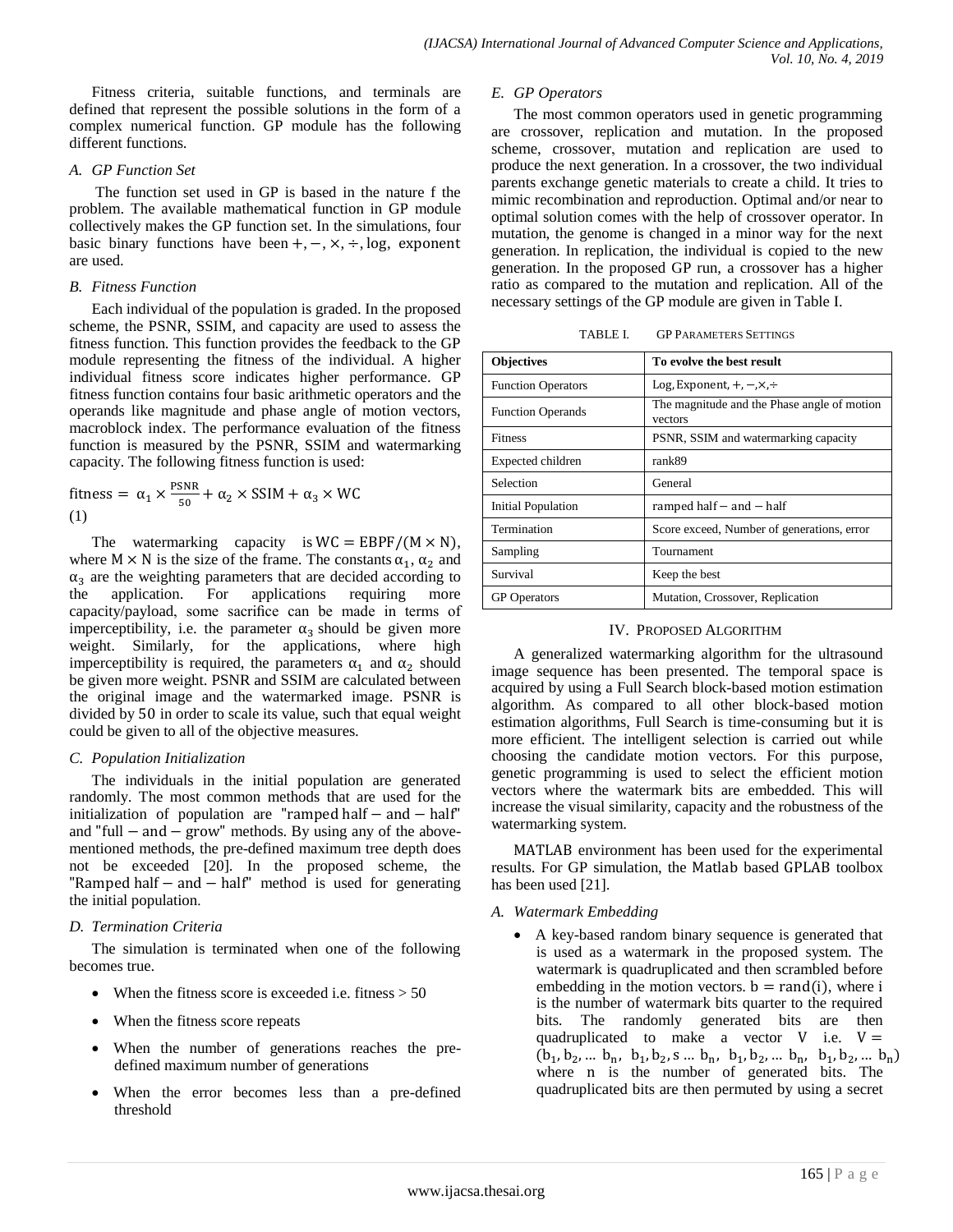Fitness criteria, suitable functions, and terminals are defined that represent the possible solutions in the form of a complex numerical function. GP module has the following different functions.

### *A. GP Function Set*

The function set used in GP is based in the nature f the problem. The available mathematical function in GP module collectively makes the GP function set. In the simulations, four basic binary functions have been $+, -, \times, \div, \log$, exponent are used.

### *B. Fitness Function*

Each individual of the population is graded. In the proposed scheme, the PSNR, SSIM, and capacity are used to assess the fitness function. This function provides the feedback to the GP module representing the fitness of the individual. A higher individual fitness score indicates higher performance. GP fitness function contains four basic arithmetic operators and the operands like magnitude and phase angle of motion vectors, macroblock index. The performance evaluation of the fitness function is measured by the PSNR, SSIM and watermarking capacity. The following fitness function is used:

$$\text{fitness} = \alpha_1 \times \frac{\text{PSNR}}{50} + \alpha_2 \times \text{SSIM} + \alpha_3 \times \text{WC} \quad (1)$$

The watermarking capacity is $\text{WC} = \text{EBPF}/(\text{M} \times \text{N})$, where $\text{M} \times \text{N}$ is the size of the frame. The constants $\alpha_1$, $\alpha_2$ and $\alpha_3$ are the weighting parameters that are decided according to the application. For applications requiring more capacity/payload, some sacrifice can be made in terms of imperceptibility, i.e. the parameter $\alpha_3$ should be given more weight. Similarly, for the applications, where high imperceptibility is required, the parameters $\alpha_1$ and $\alpha_2$ should be given more weight. PSNR and SSIM are calculated between the original image and the watermarked image. PSNR is divided by 50 in order to scale its value, such that equal weight could be given to all of the objective measures.

### *C. Population Initialization*

The individuals in the initial population are generated randomly. The most common methods that are used for the initialization of population are "ramped half − and − half" and "full − and − grow" methods. By using any of the above-mentioned methods, the pre-defined maximum tree depth does not be exceeded [20]. In the proposed scheme, the "Ramped half − and − half" method is used for generating the initial population.

### *D. Termination Criteria*

The simulation is terminated when one of the following becomes true.

- When the fitness score is exceeded i.e. fitness > 50
- When the fitness score repeats
- When the number of generations reaches the pre-defined maximum number of generations
- When the error becomes less than a pre-defined threshold

### *E. GP Operators*

The most common operators used in genetic programming are crossover, replication and mutation. In the proposed scheme, crossover, mutation and replication are used to produce the next generation. In a crossover, the two individual parents exchange genetic materials to create a child. It tries to mimic recombination and reproduction. Optimal and/or near to optimal solution comes with the help of crossover operator. In mutation, the genome is changed in a minor way for the next generation. In replication, the individual is copied to the new generation. In the proposed GP run, a crossover has a higher ratio as compared to the mutation and replication. All of the necessary settings of the GP module are given in Table I.

TABLE I. GP PARAMETERS SETTINGS

| Objectives | To evolve the best result |
|---|---|
| Function Operators | Log, Exponent, $+, -, \times, \div$ |
| Function Operands | The magnitude and the Phase angle of motion vectors |
| Fitness | PSNR, SSIM and watermarking capacity |
| Expected children | rank89 |
| Selection | General |
| Initial Population | ramped half − and − half |
| Termination | Score exceed, Number of generations, error |
| Sampling | Tournament |
| Survival | Keep the best |
| GP Operators | Mutation, Crossover, Replication |

## IV. PROPOSED ALGORITHM

A generalized watermarking algorithm for the ultrasound image sequence has been presented. The temporal space is acquired by using a Full Search block-based motion estimation algorithm. As compared to all other block-based motion estimation algorithms, Full Search is time-consuming but it is more efficient. The intelligent selection is carried out while choosing the candidate motion vectors. For this purpose, genetic programming is used to select the efficient motion vectors where the watermark bits are embedded. This will increase the visual similarity, capacity and the robustness of the watermarking system.

MATLAB environment has been used for the experimental results. For GP simulation, the Matlab based GPLAB toolbox has been used [21].

### *A. Watermark Embedding*

- A key-based random binary sequence is generated that is used as a watermark in the proposed system. The watermark is quadruplicated and then scrambled before embedding in the motion vectors. $\text{b} = \text{rand}(\text{i})$, where i is the number of watermark bits quarter to the required bits. The randomly generated bits are then quadruplicated to make a vector V i.e. $\text{V} = (\text{b}_1, \text{b}_2, \ldots \text{b}_\text{n}, \ \text{b}_1, \text{b}_2, \text{s} \ldots \text{b}_\text{n}, \ \text{b}_1, \text{b}_2, \ldots \text{b}_\text{n}, \ \text{b}_1, \text{b}_2, \ldots \text{b}_\text{n})$ where n is the number of generated bits. The quadruplicated bits are then permuted by using a secret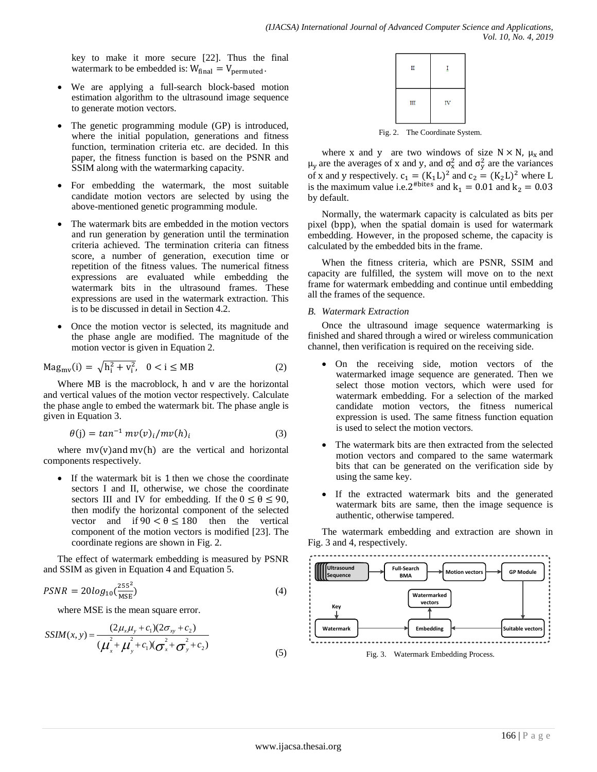key to make it more secure [22]. Thus the final watermark to be embedded is: $W_{final} = V_{permuted}$.

- We are applying a full-search block-based motion estimation algorithm to the ultrasound image sequence to generate motion vectors.
- The genetic programming module (GP) is introduced, where the initial population, generations and fitness function, termination criteria etc. are decided. In this paper, the fitness function is based on the PSNR and SSIM along with the watermarking capacity.
- For embedding the watermark, the most suitable candidate motion vectors are selected by using the above-mentioned genetic programming module.
- The watermark bits are embedded in the motion vectors and run generation by generation until the termination criteria achieved. The termination criteria can fitness score, a number of generation, execution time or repetition of the fitness values. The numerical fitness expressions are evaluated while embedding the watermark bits in the ultrasound frames. These expressions are used in the watermark extraction. This is to be discussed in detail in Section 4.2.
- Once the motion vector is selected, its magnitude and the phase angle are modified. The magnitude of the motion vector is given in Equation 2.

$$Mag_{mv}(i) = \sqrt{h_i^2 + v_i^2}, \quad 0 < i \leq MB \tag{2}$$

Where MB is the macroblock, h and v are the horizontal and vertical values of the motion vector respectively. Calculate the phase angle to embed the watermark bit. The phase angle is given in Equation 3.

$$\theta(j) = tan^{-1}\, mv(v)_i / mv(h)_i \tag{3}$$

where $mv(v)$ and $mv(h)$ are the vertical and horizontal components respectively.

- If the watermark bit is 1 then we chose the coordinate sectors I and II, otherwise, we chose the coordinate sectors III and IV for embedding. If the $0 \leq \theta \leq 90$, then modify the horizontal component of the selected vector and if $90 < \theta \leq 180$ then the vertical component of the motion vectors is modified [23]. The coordinate regions are shown in Fig. 2.

The effect of watermark embedding is measured by PSNR and SSIM as given in Equation 4 and Equation 5.

$$PSNR = 20log_{10}\left(\frac{255^2}{MSE}\right) \tag{4}$$

where MSE is the mean square error.

$$SSIM(x, y) = \frac{(2\mu_x\mu_y + c_1)(2\sigma_{xy} + c_2)}{(\mu_x^2 + \mu_y^2 + c_1)(\sigma_x^2 + \sigma_y^2 + c_2)} \tag{5}$$

II | I
III | IV

Fig. 2. The Coordinate System.

where x and y are two windows of size $N \times N$, $\mu_x$ and $\mu_y$ are the averages of x and y, and $\sigma_x^2$ and $\sigma_y^2$ are the variances of x and y respectively. $c_1 = (K_1 L)^2$ and $c_2 = (K_2 L)^2$ where L is the maximum value i.e.$2^{\#bites}$ and $k_1 = 0.01$ and $k_2 = 0.03$ by default.

Normally, the watermark capacity is calculated as bits per pixel (bpp), when the spatial domain is used for watermark embedding. However, in the proposed scheme, the capacity is calculated by the embedded bits in the frame.

When the fitness criteria, which are PSNR, SSIM and capacity are fulfilled, the system will move on to the next frame for watermark embedding and continue until embedding all the frames of the sequence.

### B. Watermark Extraction

Once the ultrasound image sequence watermarking is finished and shared through a wired or wireless communication channel, then verification is required on the receiving side.

- On the receiving side, motion vectors of the watermarked image sequence are generated. Then we select those motion vectors, which were used for watermark embedding. For a selection of the marked candidate motion vectors, the fitness numerical expression is used. The same fitness function equation is used to select the motion vectors.
- The watermark bits are then extracted from the selected motion vectors and compared to the same watermark bits that can be generated on the verification side by using the same key.
- If the extracted watermark bits and the generated watermark bits are same, then the image sequence is authentic, otherwise tampered.

The watermark embedding and extraction are shown in Fig. 3 and 4, respectively.

Ultrasound Sequence
Full-Search BMA
Motion vectors
GP Module
Watermarked vectors
Key
Watermark
Embedding
Suitable vectors

Fig. 3. Watermark Embedding Process.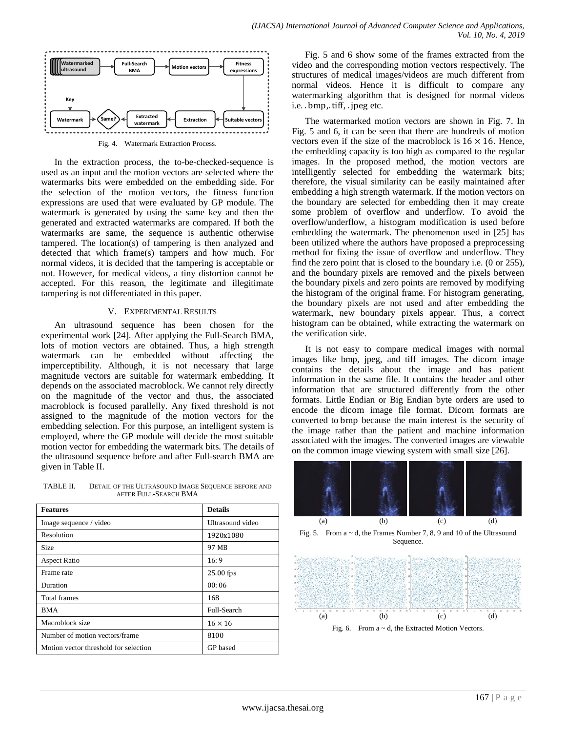Watermarked ultrasound
Full-Search BMA
Motion vectors
Fitness expressions
Key
Watermark
Same?
Extracted watermark
Extraction
Suitable vectors

Fig. 4. Watermark Extraction Process.

In the extraction process, the to-be-checked-sequence is used as an input and the motion vectors are selected where the watermarks bits were embedded on the embedding side. For the selection of the motion vectors, the fitness function expressions are used that were evaluated by GP module. The watermark is generated by using the same key and then the generated and extracted watermarks are compared. If both the watermarks are same, the sequence is authentic otherwise tampered. The location(s) of tampering is then analyzed and detected that which frame(s) tampers and how much. For normal videos, it is decided that the tampering is acceptable or not. However, for medical videos, a tiny distortion cannot be accepted. For this reason, the legitimate and illegitimate tampering is not differentiated in this paper.

## V. Experimental Results

An ultrasound sequence has been chosen for the experimental work [24]. After applying the Full-Search BMA, lots of motion vectors are obtained. Thus, a high strength watermark can be embedded without affecting the imperceptibility. Although, it is not necessary that large magnitude vectors are suitable for watermark embedding. It depends on the associated macroblock. We cannot rely directly on the magnitude of the vector and thus, the associated macroblock is focused parallelly. Any fixed threshold is not assigned to the magnitude of the motion vectors for the embedding selection. For this purpose, an intelligent system is employed, where the GP module will decide the most suitable motion vector for embedding the watermark bits. The details of the ultrasound sequence before and after Full-search BMA are given in Table II.

TABLE II. Detail of the Ultrasound Image Sequence before and after Full-Search BMA

| Features | Details |
|---|---|
| Image sequence / video | Ultrasound video |
| Resolution | 1920x1080 |
| Size | 97 MB |
| Aspect Ratio | 16:9 |
| Frame rate | 25.00 fps |
| Duration | 00:06 |
| Total frames | 168 |
| BMA | Full-Search |
| Macroblock size | $16 \times 16$ |
| Number of motion vectors/frame | 8100 |
| Motion vector threshold for selection | GP based |

Fig. 5 and 6 show some of the frames extracted from the video and the corresponding motion vectors respectively. The structures of medical images/videos are much different from normal videos. Hence it is difficult to compare any watermarking algorithm that is designed for normal videos i.e. .bmp, .tiff, .jpeg etc.

The watermarked motion vectors are shown in Fig. 7. In Fig. 5 and 6, it can be seen that there are hundreds of motion vectors even if the size of the macroblock is $16 \times 16$. Hence, the embedding capacity is too high as compared to the regular images. In the proposed method, the motion vectors are intelligently selected for embedding the watermark bits; therefore, the visual similarity can be easily maintained after embedding a high strength watermark. If the motion vectors on the boundary are selected for embedding then it may create some problem of overflow and underflow. To avoid the overflow/underflow, a histogram modification is used before embedding the watermark. The phenomenon used in [25] has been utilized where the authors have proposed a preprocessing method for fixing the issue of overflow and underflow. They find the zero point that is closed to the boundary i.e. (0 or 255), and the boundary pixels are removed and the pixels between the boundary pixels and zero points are removed by modifying the histogram of the original frame. For histogram generating, the boundary pixels are not used and after embedding the watermark, new boundary pixels appear. Thus, a correct histogram can be obtained, while extracting the watermark on the verification side.

It is not easy to compare medical images with normal images like bmp, jpeg, and tiff images. The dicom image contains the details about the image and has patient information in the same file. It contains the header and other information that are structured differently from the other formats. Little Endian or Big Endian byte orders are used to encode the dicom image file format. Dicom formats are converted to bmp because the main interest is the security of the image rather than the patient and machine information associated with the images. The converted images are viewable on the common image viewing system with small size [26].

(a) (b) (c) (d)

Fig. 5. From a ~ d, the Frames Number 7, 8, 9 and 10 of the Ultrasound Sequence.

(a) (b) (c) (d)

Fig. 6. From a ~ d, the Extracted Motion Vectors.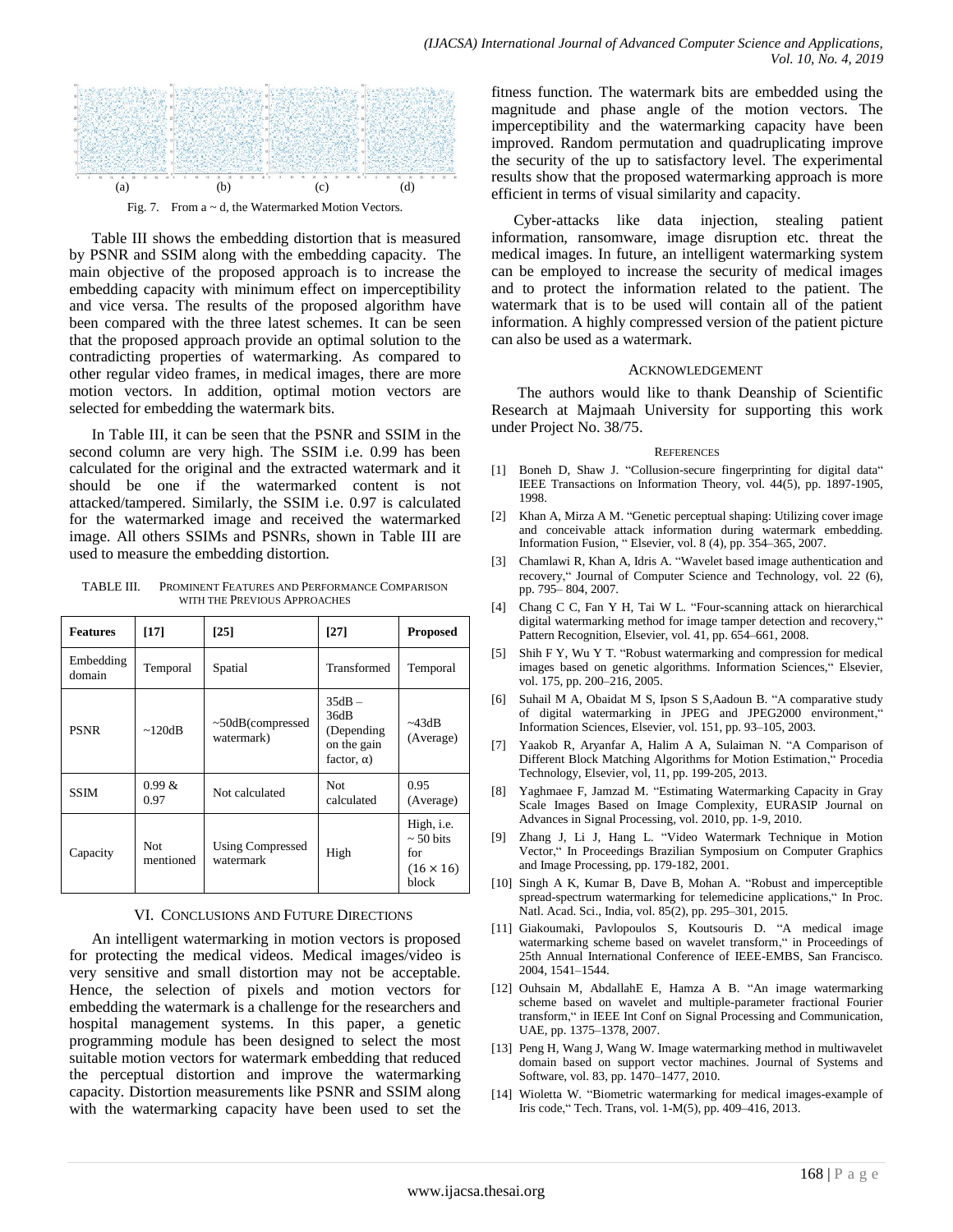(a) (b) (c) (d)

Fig. 7. From a ~ d, the Watermarked Motion Vectors.

Table III shows the embedding distortion that is measured by PSNR and SSIM along with the embedding capacity. The main objective of the proposed approach is to increase the embedding capacity with minimum effect on imperceptibility and vice versa. The results of the proposed algorithm have been compared with the three latest schemes. It can be seen that the proposed approach provide an optimal solution to the contradicting properties of watermarking. As compared to other regular video frames, in medical images, there are more motion vectors. In addition, optimal motion vectors are selected for embedding the watermark bits.

In Table III, it can be seen that the PSNR and SSIM in the second column are very high. The SSIM i.e. 0.99 has been calculated for the original and the extracted watermark and it should be one if the watermarked content is not attacked/tampered. Similarly, the SSIM i.e. 0.97 is calculated for the watermarked image and received the watermarked image. All others SSIMs and PSNRs, shown in Table III are used to measure the embedding distortion.

TABLE III. PROMINENT FEATURES AND PERFORMANCE COMPARISON WITH THE PREVIOUS APPROACHES

| Features | [17] | [25] | [27] | Proposed |
|---|---|---|---|---|
| Embedding domain | Temporal | Spatial | Transformed | Temporal |
| PSNR | ~120dB | ~50dB(compressed watermark) | 35dB – 36dB (Depending on the gain factor, α) | ~43dB (Average) |
| SSIM | 0.99 & 0.97 | Not calculated | Not calculated | 0.95 (Average) |
| Capacity | Not mentioned | Using Compressed watermark | High | High, i.e. ~ 50 bits for $(16 \times 16)$ block |

## VI. CONCLUSIONS AND FUTURE DIRECTIONS

An intelligent watermarking in motion vectors is proposed for protecting the medical videos. Medical images/video is very sensitive and small distortion may not be acceptable. Hence, the selection of pixels and motion vectors for embedding the watermark is a challenge for the researchers and hospital management systems. In this paper, a genetic programming module has been designed to select the most suitable motion vectors for watermark embedding that reduced the perceptual distortion and improve the watermarking capacity. Distortion measurements like PSNR and SSIM along with the watermarking capacity have been used to set the fitness function. The watermark bits are embedded using the magnitude and phase angle of the motion vectors. The imperceptibility and the watermarking capacity have been improved. Random permutation and quadruplicating improve the security of the up to satisfactory level. The experimental results show that the proposed watermarking approach is more efficient in terms of visual similarity and capacity.

Cyber-attacks like data injection, stealing patient information, ransomware, image disruption etc. threat the medical images. In future, an intelligent watermarking system can be employed to increase the security of medical images and to protect the information related to the patient. The watermark that is to be used will contain all of the patient information. A highly compressed version of the patient picture can also be used as a watermark.

## ACKNOWLEDGEMENT

The authors would like to thank Deanship of Scientific Research at Majmaah University for supporting this work under Project No. 38/75.

## REFERENCES

[1] Boneh D, Shaw J. "Collusion-secure fingerprinting for digital data" IEEE Transactions on Information Theory, vol. 44(5), pp. 1897-1905, 1998.

[2] Khan A, Mirza A M. "Genetic perceptual shaping: Utilizing cover image and conceivable attack information during watermark embedding. Information Fusion, " Elsevier, vol. 8 (4), pp. 354–365, 2007.

[3] Chamlawi R, Khan A, Idris A. "Wavelet based image authentication and recovery," Journal of Computer Science and Technology, vol. 22 (6), pp. 795– 804, 2007.

[4] Chang C C, Fan Y H, Tai W L. "Four-scanning attack on hierarchical digital watermarking method for image tamper detection and recovery," Pattern Recognition, Elsevier, vol. 41, pp. 654–661, 2008.

[5] Shih F Y, Wu Y T. "Robust watermarking and compression for medical images based on genetic algorithms. Information Sciences," Elsevier, vol. 175, pp. 200–216, 2005.

[6] Suhail M A, Obaidat M S, Ipson S S,Aadoun B. "A comparative study of digital watermarking in JPEG and JPEG2000 environment," Information Sciences, Elsevier, vol. 151, pp. 93–105, 2003.

[7] Yaakob R, Aryanfar A, Halim A A, Sulaiman N. "A Comparison of Different Block Matching Algorithms for Motion Estimation," Procedia Technology, Elsevier, vol, 11, pp. 199-205, 2013.

[8] Yaghmaee F, Jamzad M. "Estimating Watermarking Capacity in Gray Scale Images Based on Image Complexity, EURASIP Journal on Advances in Signal Processing, vol. 2010, pp. 1-9, 2010.

[9] Zhang J, Li J, Hang L. "Video Watermark Technique in Motion Vector," In Proceedings Brazilian Symposium on Computer Graphics and Image Processing, pp. 179-182, 2001.

[10] Singh A K, Kumar B, Dave B, Mohan A. "Robust and imperceptible spread-spectrum watermarking for telemedicine applications," In Proc. Natl. Acad. Sci., India, vol. 85(2), pp. 295–301, 2015.

[11] Giakoumaki, Pavlopoulos S, Koutsouris D. "A medical image watermarking scheme based on wavelet transform," in Proceedings of 25th Annual International Conference of IEEE-EMBS, San Francisco. 2004, 1541–1544.

[12] Ouhsain M, AbdallahE E, Hamza A B. "An image watermarking scheme based on wavelet and multiple-parameter fractional Fourier transform," in IEEE Int Conf on Signal Processing and Communication, UAE, pp. 1375–1378, 2007.

[13] Peng H, Wang J, Wang W. Image watermarking method in multiwavelet domain based on support vector machines. Journal of Systems and Software, vol. 83, pp. 1470–1477, 2010.

[14] Wioletta W. "Biometric watermarking for medical images-example of Iris code," Tech. Trans, vol. 1-M(5), pp. 409–416, 2013.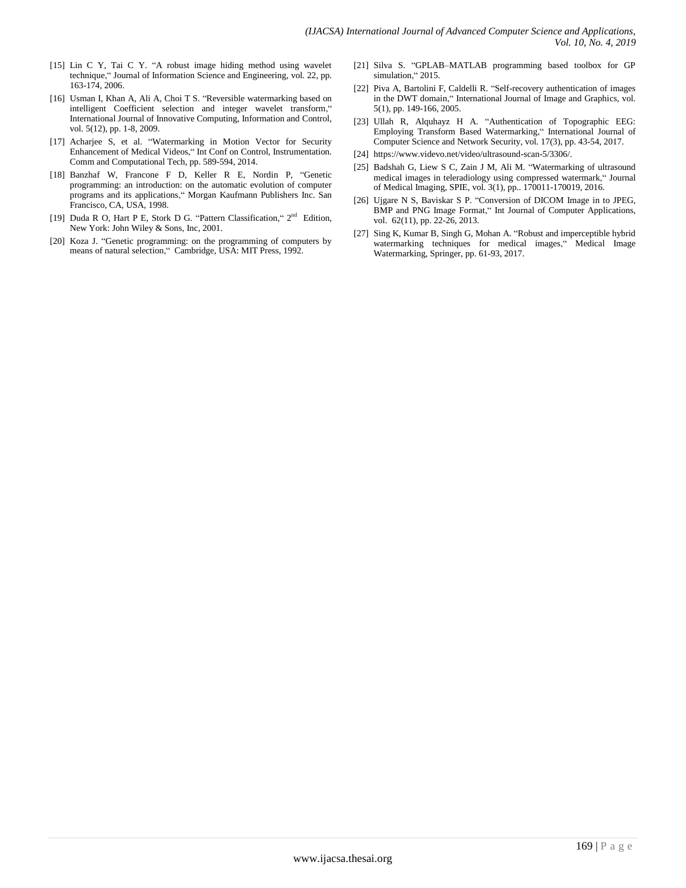[15] Lin C Y, Tai C Y. "A robust image hiding method using wavelet technique," Journal of Information Science and Engineering, vol. 22, pp. 163-174, 2006.

[16] Usman I, Khan A, Ali A, Choi T S. "Reversible watermarking based on intelligent Coefficient selection and integer wavelet transform," International Journal of Innovative Computing, Information and Control, vol. 5(12), pp. 1-8, 2009.

[17] Acharjee S, et al. "Watermarking in Motion Vector for Security Enhancement of Medical Videos," Int Conf on Control, Instrumentation. Comm and Computational Tech, pp. 589-594, 2014.

[18] Banzhaf W, Francone F D, Keller R E, Nordin P, "Genetic programming: an introduction: on the automatic evolution of computer programs and its applications," Morgan Kaufmann Publishers Inc. San Francisco, CA, USA, 1998.

[19] Duda R O, Hart P E, Stork D G. "Pattern Classification," 2nd Edition, New York: John Wiley & Sons, Inc, 2001.

[20] Koza J. "Genetic programming: on the programming of computers by means of natural selection," Cambridge, USA: MIT Press, 1992.

[21] Silva S. "GPLAB–MATLAB programming based toolbox for GP simulation," 2015.

[22] Piva A, Bartolini F, Caldelli R. "Self-recovery authentication of images in the DWT domain," International Journal of Image and Graphics, vol. 5(1), pp. 149-166, 2005.

[23] Ullah R, Alquhayz H A. "Authentication of Topographic EEG: Employing Transform Based Watermarking," International Journal of Computer Science and Network Security, vol. 17(3), pp. 43-54, 2017.

[24] https://www.videvo.net/video/ultrasound-scan-5/3306/.

[25] Badshah G, Liew S C, Zain J M, Ali M. "Watermarking of ultrasound medical images in teleradiology using compressed watermark," Journal of Medical Imaging, SPIE, vol. 3(1), pp.. 170011-170019, 2016.

[26] Ujgare N S, Baviskar S P. "Conversion of DICOM Image in to JPEG, BMP and PNG Image Format," Int Journal of Computer Applications, vol. 62(11), pp. 22-26, 2013.

[27] Sing K, Kumar B, Singh G, Mohan A. "Robust and imperceptible hybrid watermarking techniques for medical images," Medical Image Watermarking, Springer, pp. 61-93, 2017.